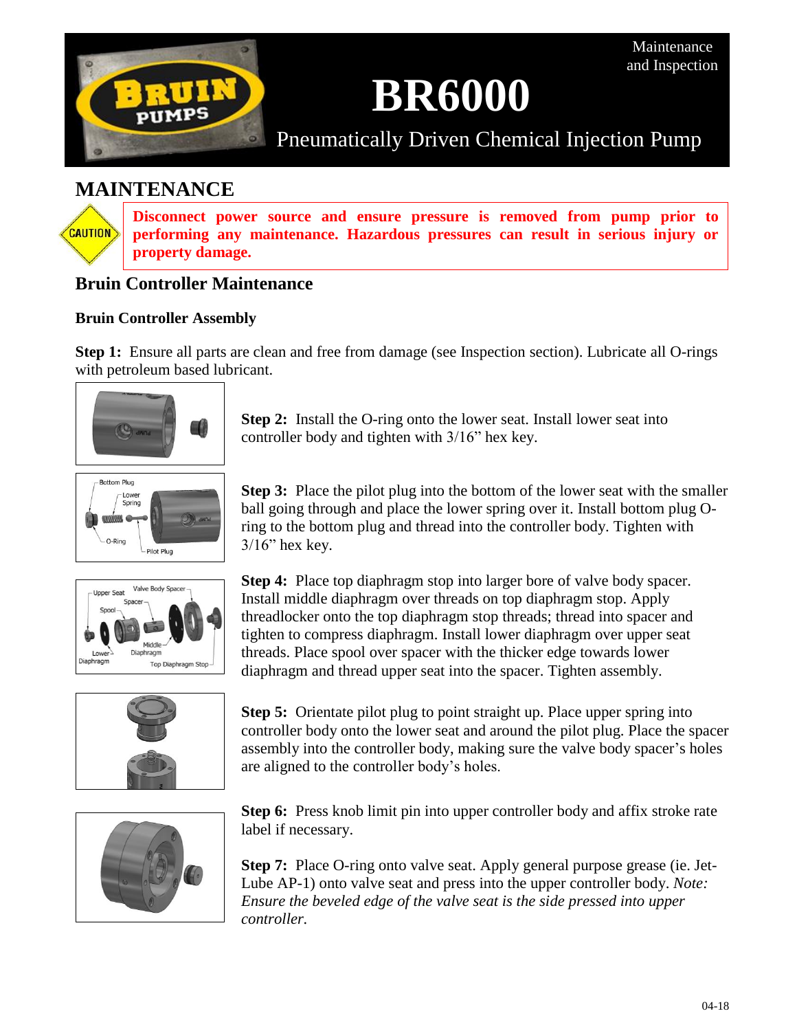# BR6000

Maintenance and Inspection

Pneumatically Driven Chemical Injection Pump

## MAINTENANCE

CAUTION

**Disconnect power source and ensure pressure is removed from pump prior to performing any maintenance. Hazardous pressures can result in serious injury or property damage.**

### Bruin Controller Maintenance

#### Bruin Controller Assembly

**Step 1:** Ensure all parts are clean and free from damage (see Inspection section). Lubricate all O-rings with petroleum based lubricant.

**Step 2:** Install the O-ring onto the lower seat. Install lower seat into controller body and tighten with 3/16" hex key.

**Step 3:** Place the pilot plug into the bottom of the lower seat with the smaller ball going through and place the lower spring over it. Install bottom plug O-ring to the bottom plug and thread into the controller body. Tighten with 3/16" hex key.

**Step 4:** Place top diaphragm stop into larger bore of valve body spacer. Install middle diaphragm over threads on top diaphragm stop. Apply threadlocker onto the top diaphragm stop threads; thread into spacer and tighten to compress diaphragm. Install lower diaphragm over upper seat threads. Place spool over spacer with the thicker edge towards lower diaphragm and thread upper seat into the spacer. Tighten assembly.

**Step 5:** Orientate pilot plug to point straight up. Place upper spring into controller body onto the lower seat and around the pilot plug. Place the spacer assembly into the controller body, making sure the valve body spacer's holes are aligned to the controller body's holes.

**Step 6:** Press knob limit pin into upper controller body and affix stroke rate label if necessary.

**Step 7:** Place O-ring onto valve seat. Apply general purpose grease (ie. Jet-Lube AP-1) onto valve seat and press into the upper controller body. *Note: Ensure the beveled edge of the valve seat is the side pressed into upper controller.*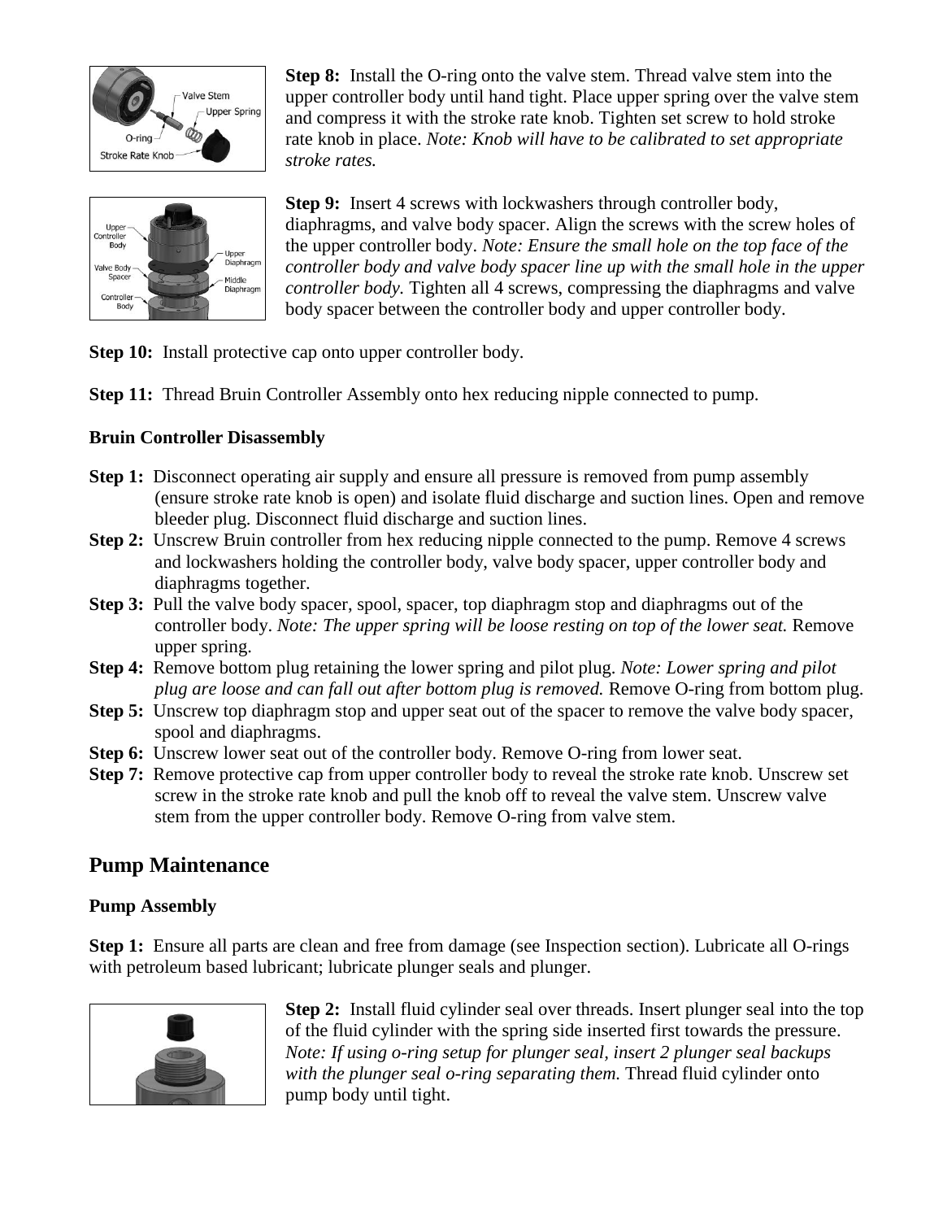**Step 8:** Install the O-ring onto the valve stem. Thread valve stem into the upper controller body until hand tight. Place upper spring over the valve stem and compress it with the stroke rate knob. Tighten set screw to hold stroke rate knob in place. *Note: Knob will have to be calibrated to set appropriate stroke rates.*

**Step 9:** Insert 4 screws with lockwashers through controller body, diaphragms, and valve body spacer. Align the screws with the screw holes of the upper controller body. *Note: Ensure the small hole on the top face of the controller body and valve body spacer line up with the small hole in the upper controller body.* Tighten all 4 screws, compressing the diaphragms and valve body spacer between the controller body and upper controller body.

**Step 10:** Install protective cap onto upper controller body.

**Step 11:** Thread Bruin Controller Assembly onto hex reducing nipple connected to pump.

### Bruin Controller Disassembly

- **Step 1:** Disconnect operating air supply and ensure all pressure is removed from pump assembly (ensure stroke rate knob is open) and isolate fluid discharge and suction lines. Open and remove bleeder plug. Disconnect fluid discharge and suction lines.
- **Step 2:** Unscrew Bruin controller from hex reducing nipple connected to the pump. Remove 4 screws and lockwashers holding the controller body, valve body spacer, upper controller body and diaphragms together.
- **Step 3:** Pull the valve body spacer, spool, spacer, top diaphragm stop and diaphragms out of the controller body. *Note: The upper spring will be loose resting on top of the lower seat.* Remove upper spring.
- **Step 4:** Remove bottom plug retaining the lower spring and pilot plug. *Note: Lower spring and pilot plug are loose and can fall out after bottom plug is removed.* Remove O-ring from bottom plug.
- **Step 5:** Unscrew top diaphragm stop and upper seat out of the spacer to remove the valve body spacer, spool and diaphragms.
- **Step 6:** Unscrew lower seat out of the controller body. Remove O-ring from lower seat.
- **Step 7:** Remove protective cap from upper controller body to reveal the stroke rate knob. Unscrew set screw in the stroke rate knob and pull the knob off to reveal the valve stem. Unscrew valve stem from the upper controller body. Remove O-ring from valve stem.

## Pump Maintenance

### Pump Assembly

**Step 1:** Ensure all parts are clean and free from damage (see Inspection section). Lubricate all O-rings with petroleum based lubricant; lubricate plunger seals and plunger.

**Step 2:** Install fluid cylinder seal over threads. Insert plunger seal into the top of the fluid cylinder with the spring side inserted first towards the pressure. *Note: If using o-ring setup for plunger seal, insert 2 plunger seal backups with the plunger seal o-ring separating them.* Thread fluid cylinder onto pump body until tight.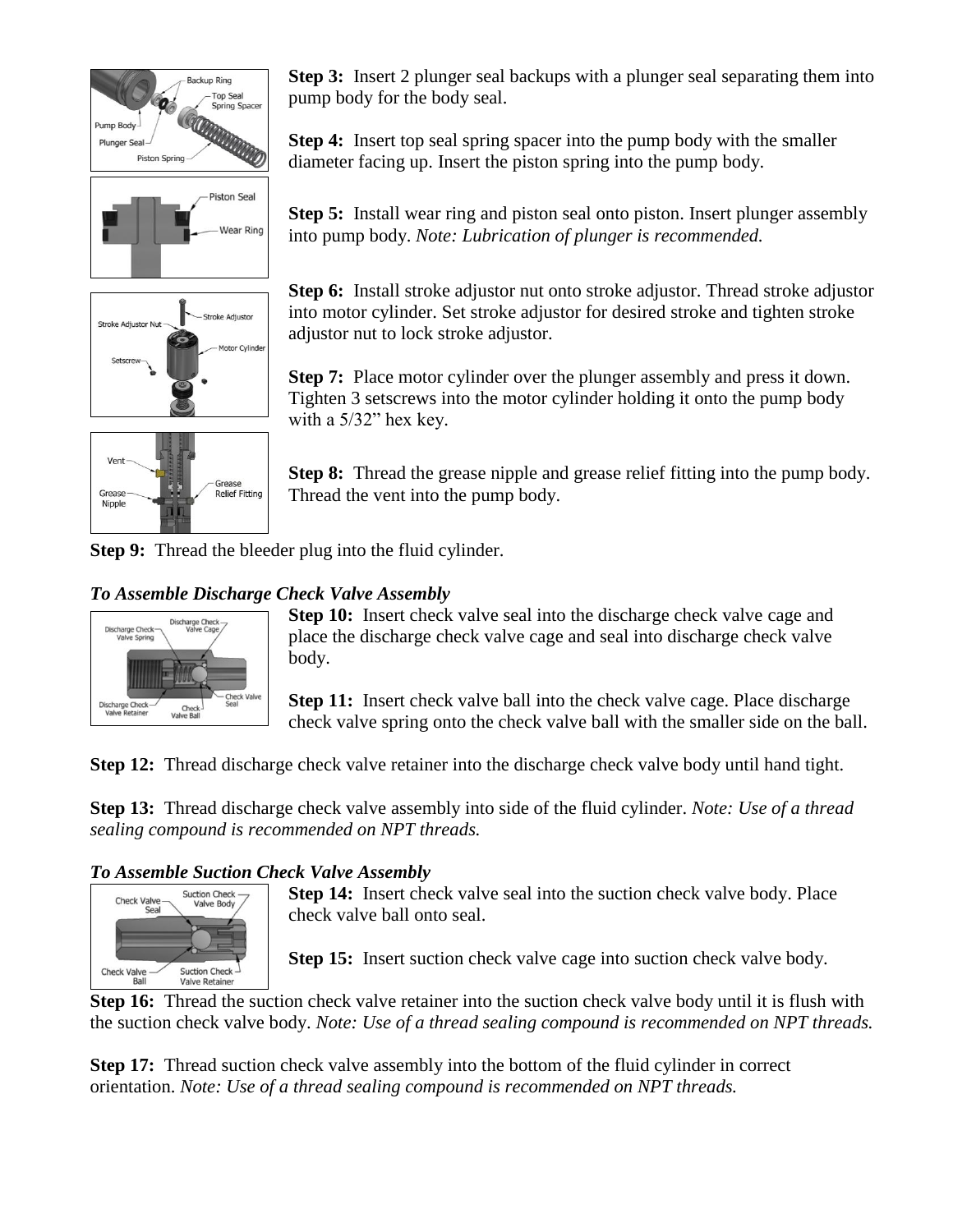**Step 3:** Insert 2 plunger seal backups with a plunger seal separating them into pump body for the body seal.

**Step 4:** Insert top seal spring spacer into the pump body with the smaller diameter facing up. Insert the piston spring into the pump body.

**Step 5:** Install wear ring and piston seal onto piston. Insert plunger assembly into pump body. *Note: Lubrication of plunger is recommended.*

**Step 6:** Install stroke adjustor nut onto stroke adjustor. Thread stroke adjustor into motor cylinder. Set stroke adjustor for desired stroke and tighten stroke adjustor nut to lock stroke adjustor.

**Step 7:** Place motor cylinder over the plunger assembly and press it down. Tighten 3 setscrews into the motor cylinder holding it onto the pump body with a 5/32" hex key.

**Step 8:** Thread the grease nipple and grease relief fitting into the pump body. Thread the vent into the pump body.

**Step 9:** Thread the bleeder plug into the fluid cylinder.

### *To Assemble Discharge Check Valve Assembly*

**Step 10:** Insert check valve seal into the discharge check valve cage and place the discharge check valve cage and seal into discharge check valve body.

**Step 11:** Insert check valve ball into the check valve cage. Place discharge check valve spring onto the check valve ball with the smaller side on the ball.

**Step 12:** Thread discharge check valve retainer into the discharge check valve body until hand tight.

**Step 13:** Thread discharge check valve assembly into side of the fluid cylinder. *Note: Use of a thread sealing compound is recommended on NPT threads.*

### *To Assemble Suction Check Valve Assembly*

**Step 14:** Insert check valve seal into the suction check valve body. Place check valve ball onto seal.

**Step 15:** Insert suction check valve cage into suction check valve body.

**Step 16:** Thread the suction check valve retainer into the suction check valve body until it is flush with the suction check valve body. *Note: Use of a thread sealing compound is recommended on NPT threads.*

**Step 17:** Thread suction check valve assembly into the bottom of the fluid cylinder in correct orientation. *Note: Use of a thread sealing compound is recommended on NPT threads.*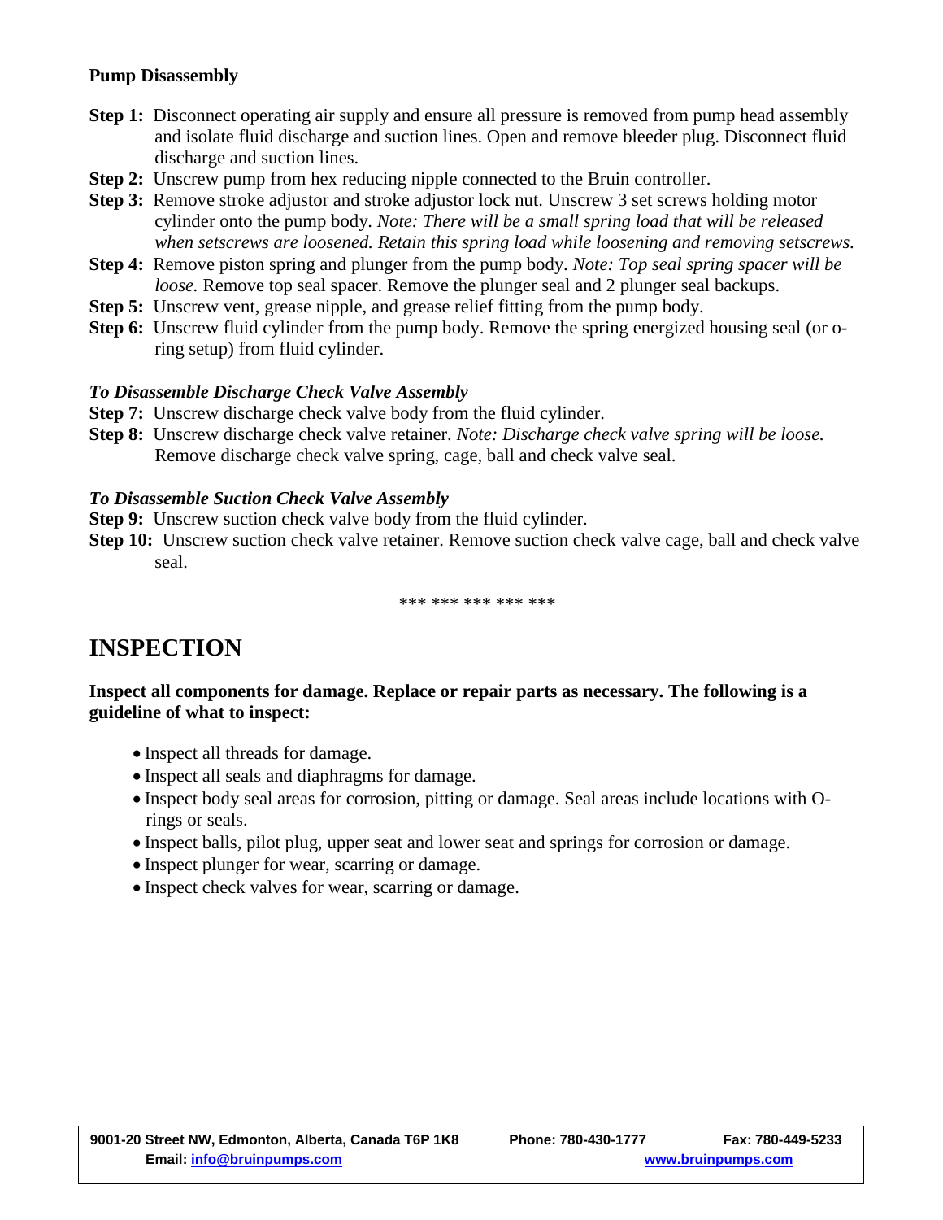**Pump Disassembly**

**Step 1:** Disconnect operating air supply and ensure all pressure is removed from pump head assembly and isolate fluid discharge and suction lines. Open and remove bleeder plug. Disconnect fluid discharge and suction lines.

**Step 2:** Unscrew pump from hex reducing nipple connected to the Bruin controller.

**Step 3:** Remove stroke adjustor and stroke adjustor lock nut. Unscrew 3 set screws holding motor cylinder onto the pump body. *Note: There will be a small spring load that will be released when setscrews are loosened. Retain this spring load while loosening and removing setscrews.*

**Step 4:** Remove piston spring and plunger from the pump body. *Note: Top seal spring spacer will be loose.* Remove top seal spacer. Remove the plunger seal and 2 plunger seal backups.

**Step 5:** Unscrew vent, grease nipple, and grease relief fitting from the pump body.

**Step 6:** Unscrew fluid cylinder from the pump body. Remove the spring energized housing seal (or o-ring setup) from fluid cylinder.

***To Disassemble Discharge Check Valve Assembly***

**Step 7:** Unscrew discharge check valve body from the fluid cylinder.

**Step 8:** Unscrew discharge check valve retainer. *Note: Discharge check valve spring will be loose.* Remove discharge check valve spring, cage, ball and check valve seal.

***To Disassemble Suction Check Valve Assembly***

**Step 9:** Unscrew suction check valve body from the fluid cylinder.

**Step 10:** Unscrew suction check valve retainer. Remove suction check valve cage, ball and check valve seal.

*** *** *** *** ***

# INSPECTION

**Inspect all components for damage. Replace or repair parts as necessary. The following is a guideline of what to inspect:**

- Inspect all threads for damage.
- Inspect all seals and diaphragms for damage.
- Inspect body seal areas for corrosion, pitting or damage. Seal areas include locations with O-rings or seals.
- Inspect balls, pilot plug, upper seat and lower seat and springs for corrosion or damage.
- Inspect plunger for wear, scarring or damage.
- Inspect check valves for wear, scarring or damage.